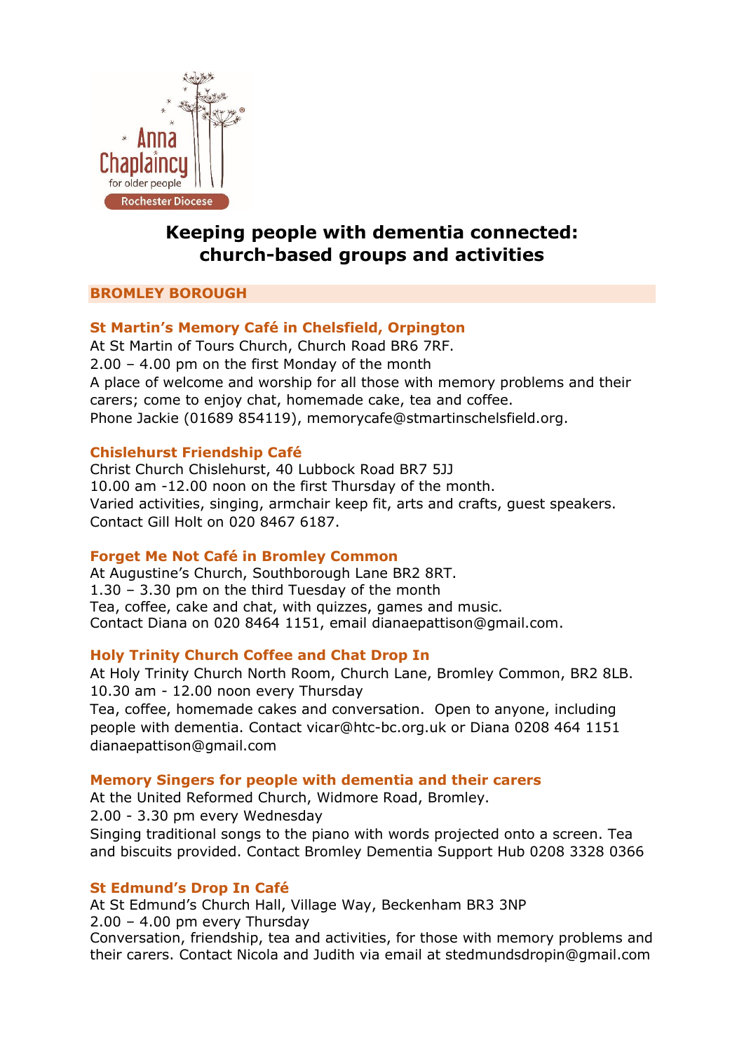Anna Chaplaincy for older people
Rochester Diocese

# Keeping people with dementia connected: church-based groups and activities

## BROMLEY BOROUGH

### St Martin's Memory Café in Chelsfield, Orpington

At St Martin of Tours Church, Church Road BR6 7RF.
2.00 – 4.00 pm on the first Monday of the month
A place of welcome and worship for all those with memory problems and their carers; come to enjoy chat, homemade cake, tea and coffee.
Phone Jackie (01689 854119), memorycafe@stmartinschelsfield.org.

### Chislehurst Friendship Café

Christ Church Chislehurst, 40 Lubbock Road BR7 5JJ
10.00 am -12.00 noon on the first Thursday of the month.
Varied activities, singing, armchair keep fit, arts and crafts, guest speakers.
Contact Gill Holt on 020 8467 6187.

### Forget Me Not Café in Bromley Common

At Augustine's Church, Southborough Lane BR2 8RT.
1.30 – 3.30 pm on the third Tuesday of the month
Tea, coffee, cake and chat, with quizzes, games and music.
Contact Diana on 020 8464 1151, email dianaepattison@gmail.com.

### Holy Trinity Church Coffee and Chat Drop In

At Holy Trinity Church North Room, Church Lane, Bromley Common, BR2 8LB.
10.30 am - 12.00 noon every Thursday
Tea, coffee, homemade cakes and conversation. Open to anyone, including people with dementia. Contact vicar@htc-bc.org.uk or Diana 0208 464 1151 dianaepattison@gmail.com

### Memory Singers for people with dementia and their carers

At the United Reformed Church, Widmore Road, Bromley.
2.00 - 3.30 pm every Wednesday
Singing traditional songs to the piano with words projected onto a screen. Tea and biscuits provided. Contact Bromley Dementia Support Hub 0208 3328 0366

### St Edmund's Drop In Café

At St Edmund's Church Hall, Village Way, Beckenham BR3 3NP
2.00 – 4.00 pm every Thursday
Conversation, friendship, tea and activities, for those with memory problems and their carers. Contact Nicola and Judith via email at stedmundsdropin@gmail.com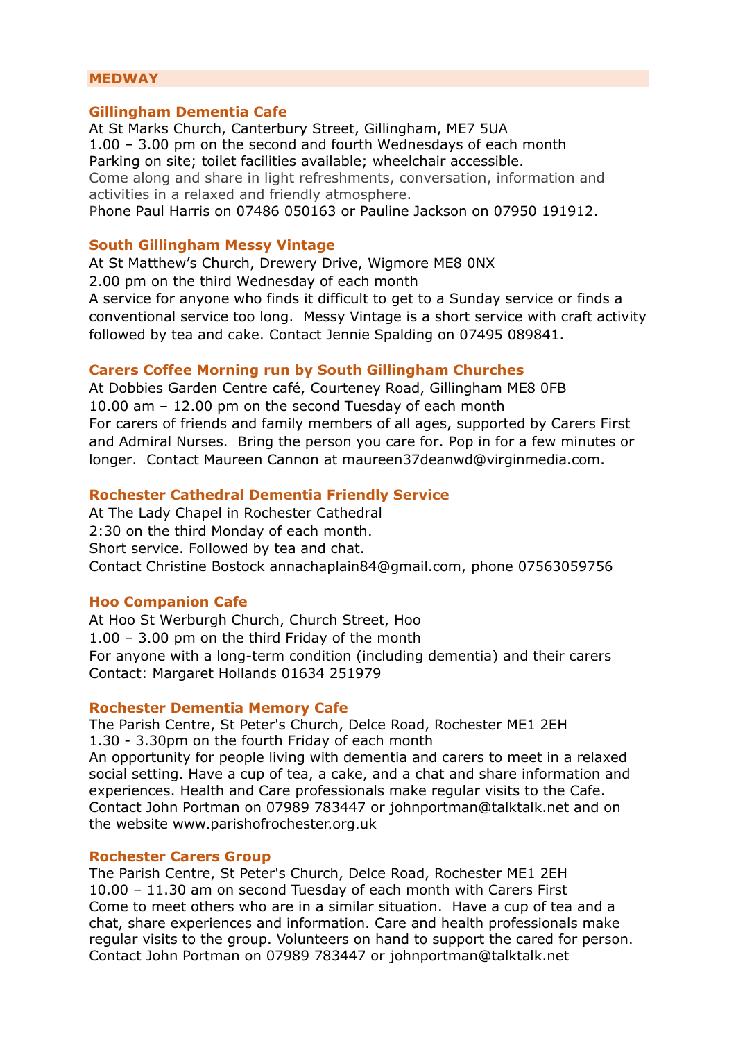## MEDWAY

### Gillingham Dementia Cafe

At St Marks Church, Canterbury Street, Gillingham, ME7 5UA
1.00 – 3.00 pm on the second and fourth Wednesdays of each month
Parking on site; toilet facilities available; wheelchair accessible.
Come along and share in light refreshments, conversation, information and activities in a relaxed and friendly atmosphere.
Phone Paul Harris on 07486 050163 or Pauline Jackson on 07950 191912.

### South Gillingham Messy Vintage

At St Matthew's Church, Drewery Drive, Wigmore ME8 0NX
2.00 pm on the third Wednesday of each month
A service for anyone who finds it difficult to get to a Sunday service or finds a conventional service too long. Messy Vintage is a short service with craft activity followed by tea and cake. Contact Jennie Spalding on 07495 089841.

### Carers Coffee Morning run by South Gillingham Churches

At Dobbies Garden Centre café, Courteney Road, Gillingham ME8 0FB
10.00 am – 12.00 pm on the second Tuesday of each month
For carers of friends and family members of all ages, supported by Carers First and Admiral Nurses. Bring the person you care for. Pop in for a few minutes or longer. Contact Maureen Cannon at maureen37deanwd@virginmedia.com.

### Rochester Cathedral Dementia Friendly Service

At The Lady Chapel in Rochester Cathedral
2:30 on the third Monday of each month.
Short service. Followed by tea and chat.
Contact Christine Bostock annachaplain84@gmail.com, phone 07563059756

### Hoo Companion Cafe

At Hoo St Werburgh Church, Church Street, Hoo
1.00 – 3.00 pm on the third Friday of the month
For anyone with a long-term condition (including dementia) and their carers
Contact: Margaret Hollands 01634 251979

### Rochester Dementia Memory Cafe

The Parish Centre, St Peter's Church, Delce Road, Rochester ME1 2EH
1.30 - 3.30pm on the fourth Friday of each month
An opportunity for people living with dementia and carers to meet in a relaxed social setting. Have a cup of tea, a cake, and a chat and share information and experiences. Health and Care professionals make regular visits to the Cafe.
Contact John Portman on 07989 783447 or johnportman@talktalk.net and on the website www.parishofrochester.org.uk

### Rochester Carers Group

The Parish Centre, St Peter's Church, Delce Road, Rochester ME1 2EH
10.00 – 11.30 am on second Tuesday of each month with Carers First
Come to meet others who are in a similar situation. Have a cup of tea and a chat, share experiences and information. Care and health professionals make regular visits to the group. Volunteers on hand to support the cared for person.
Contact John Portman on 07989 783447 or johnportman@talktalk.net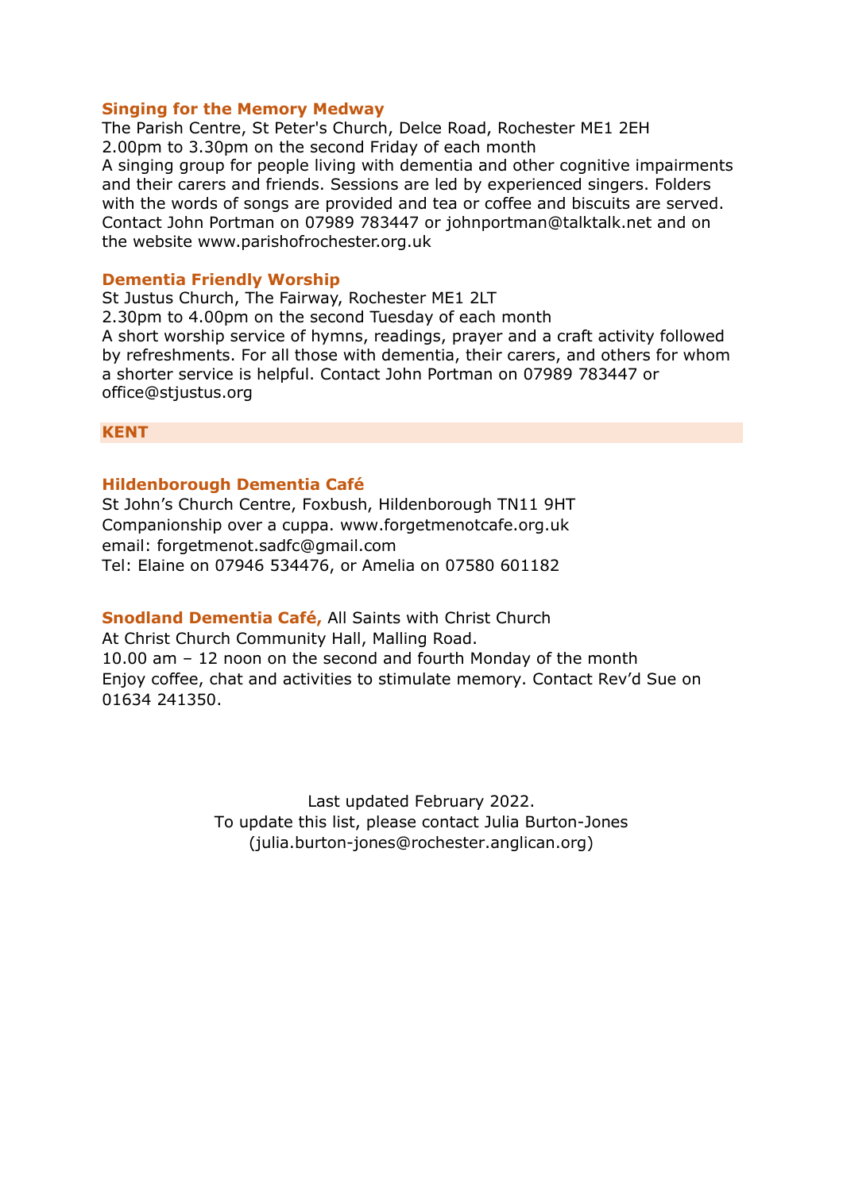### Singing for the Memory Medway

The Parish Centre, St Peter's Church, Delce Road, Rochester ME1 2EH
2.00pm to 3.30pm on the second Friday of each month
A singing group for people living with dementia and other cognitive impairments and their carers and friends. Sessions are led by experienced singers. Folders with the words of songs are provided and tea or coffee and biscuits are served. Contact John Portman on 07989 783447 or johnportman@talktalk.net and on the website www.parishofrochester.org.uk

### Dementia Friendly Worship

St Justus Church, The Fairway, Rochester ME1 2LT
2.30pm to 4.00pm on the second Tuesday of each month
A short worship service of hymns, readings, prayer and a craft activity followed by refreshments. For all those with dementia, their carers, and others for whom a shorter service is helpful. Contact John Portman on 07989 783447 or office@stjustus.org

## KENT

### Hildenborough Dementia Café

St John's Church Centre, Foxbush, Hildenborough TN11 9HT
Companionship over a cuppa. www.forgetmenotcafe.org.uk
email: forgetmenot.sadfc@gmail.com
Tel: Elaine on 07946 534476, or Amelia on 07580 601182

**Snodland Dementia Café,** All Saints with Christ Church
At Christ Church Community Hall, Malling Road.
10.00 am – 12 noon on the second and fourth Monday of the month
Enjoy coffee, chat and activities to stimulate memory. Contact Rev'd Sue on 01634 241350.

Last updated February 2022.
To update this list, please contact Julia Burton-Jones
(julia.burton-jones@rochester.anglican.org)